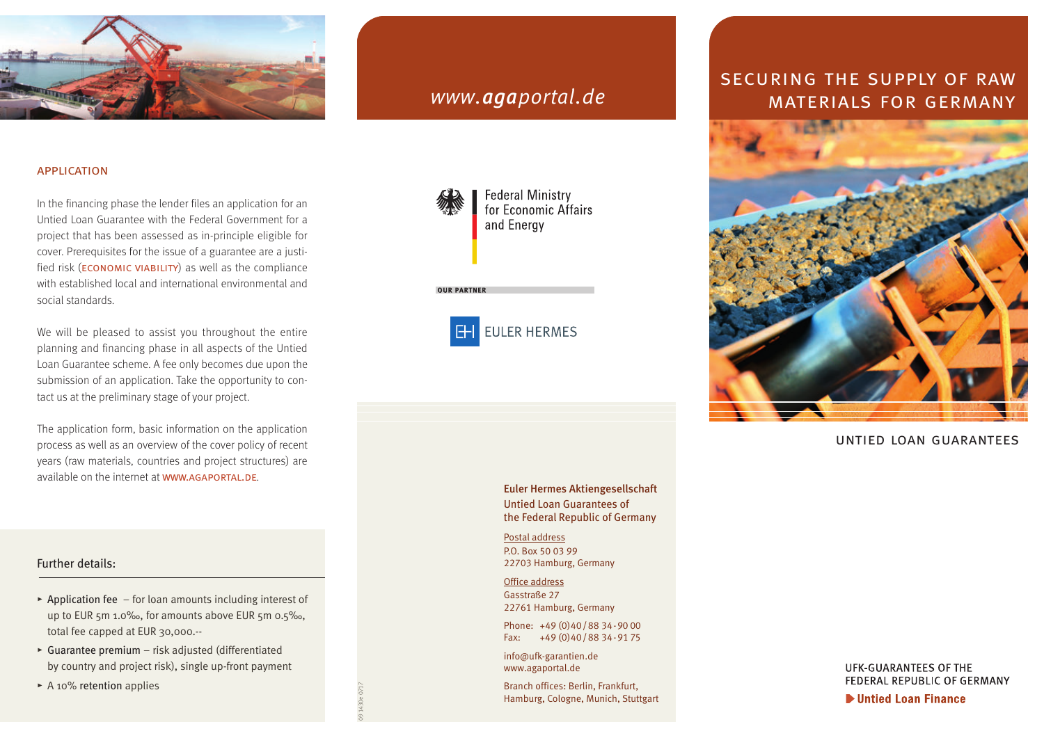## APPLICATION

In the financing phase the lender files an application for an Untied Loan Guarantee with the Federal Government for a project that has been assessed as in-principle eligible for cover. Prerequisites for the issue of a guarantee are a justified risk (ECONOMIC VIABILITY) as well as the compliance with established local and international environmental and social standards.

We will be pleased to assist you throughout the entire planning and financing phase in all aspects of the Untied Loan Guarantee scheme. A fee only becomes due upon the submission of an application. Take the opportunity to contact us at the preliminary stage of your project.

The application form, basic information on the application process as well as an overview of the cover policy of recent years (raw materials, countries and project structures) are available on the internet at WWW.AGAPORTAL.DE.

### Further details:

- Application fee – for loan amounts including interest of up to EUR 5m 1.0‰, for amounts above EUR 5m 0.5‰, total fee capped at EUR 30,000.--
- Guarantee premium – risk adjusted (differentiated by country and project risk), single up-front payment
- A 10% retention applies

*www.**aga**portal.de*

Federal Ministry for Economic Affairs and Energy

OUR PARTNER

EULER HERMES

**Euler Hermes Aktiengesellschaft**
Untied Loan Guarantees of the Federal Republic of Germany

Postal address
P.O. Box 50 03 99
22703 Hamburg, Germany

Office address
Gasstraße 27
22761 Hamburg, Germany

Phone: +49 (0)40 / 88 34 - 90 00
Fax: +49 (0)40 / 88 34 - 91 75

info@ufk-garantien.de
www.agaportal.de

Branch offices: Berlin, Frankfurt, Hamburg, Cologne, Munich, Stuttgart

09 1430e 0717

# SECURING THE SUPPLY OF RAW MATERIALS FOR GERMANY

UNTIED LOAN GUARANTEES

UFK-GUARANTEES OF THE FEDERAL REPUBLIC OF GERMANY

**Untied Loan Finance**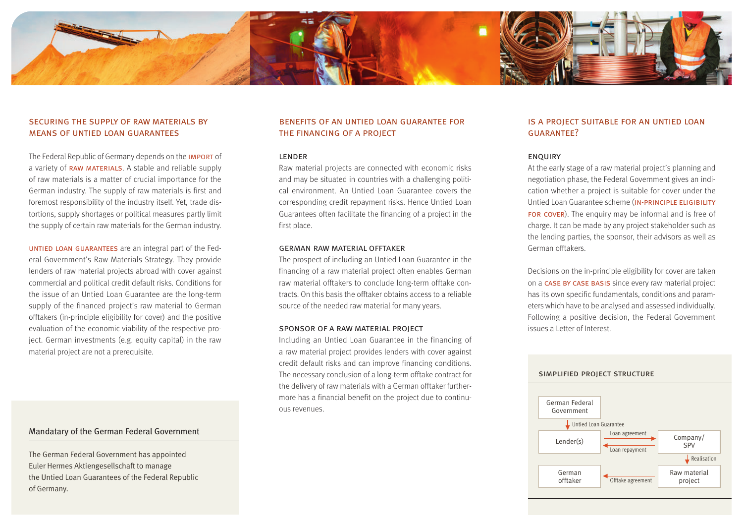## SECURING THE SUPPLY OF RAW MATERIALS BY MEANS OF UNTIED LOAN GUARANTEES

The Federal Republic of Germany depends on the IMPORT of a variety of RAW MATERIALS. A stable and reliable supply of raw materials is a matter of crucial importance for the German industry. The supply of raw materials is first and foremost responsibility of the industry itself. Yet, trade distortions, supply shortages or political measures partly limit the supply of certain raw materials for the German industry.

UNTIED LOAN GUARANTEES are an integral part of the Federal Government's Raw Materials Strategy. They provide lenders of raw material projects abroad with cover against commercial and political credit default risks. Conditions for the issue of an Untied Loan Guarantee are the long-term supply of the financed project's raw material to German offtakers (in-principle eligibility for cover) and the positive evaluation of the economic viability of the respective project. German investments (e.g. equity capital) in the raw material project are not a prerequisite.

### Mandatary of the German Federal Government

The German Federal Government has appointed Euler Hermes Aktiengesellschaft to manage the Untied Loan Guarantees of the Federal Republic of Germany.

## BENEFITS OF AN UNTIED LOAN GUARANTEE FOR THE FINANCING OF A PROJECT

### LENDER

Raw material projects are connected with economic risks and may be situated in countries with a challenging political environment. An Untied Loan Guarantee covers the corresponding credit repayment risks. Hence Untied Loan Guarantees often facilitate the financing of a project in the first place.

### GERMAN RAW MATERIAL OFFTAKER

The prospect of including an Untied Loan Guarantee in the financing of a raw material project often enables German raw material offtakers to conclude long-term offtake contracts. On this basis the offtaker obtains access to a reliable source of the needed raw material for many years.

### SPONSOR OF A RAW MATERIAL PROJECT

Including an Untied Loan Guarantee in the financing of a raw material project provides lenders with cover against credit default risks and can improve financing conditions. The necessary conclusion of a long-term offtake contract for the delivery of raw materials with a German offtaker furthermore has a financial benefit on the project due to continuous revenues.

## IS A PROJECT SUITABLE FOR AN UNTIED LOAN GUARANTEE?

### ENQUIRY

At the early stage of a raw material project's planning and negotiation phase, the Federal Government gives an indication whether a project is suitable for cover under the Untied Loan Guarantee scheme (IN-PRINCIPLE ELIGIBILITY FOR COVER). The enquiry may be informal and is free of charge. It can be made by any project stakeholder such as the lending parties, the sponsor, their advisors as well as German offtakers.

Decisions on the in-principle eligibility for cover are taken on a CASE BY CASE BASIS since every raw material project has its own specific fundamentals, conditions and parameters which have to be analysed and assessed individually. Following a positive decision, the Federal Government issues a Letter of Interest.

### SIMPLIFIED PROJECT STRUCTURE

German Federal Government
Untied Loan Guarantee
Lender(s)
Loan agreement
Loan repayment
Company/ SPV
Realisation
German offtaker
Offtake agreement
Raw material project